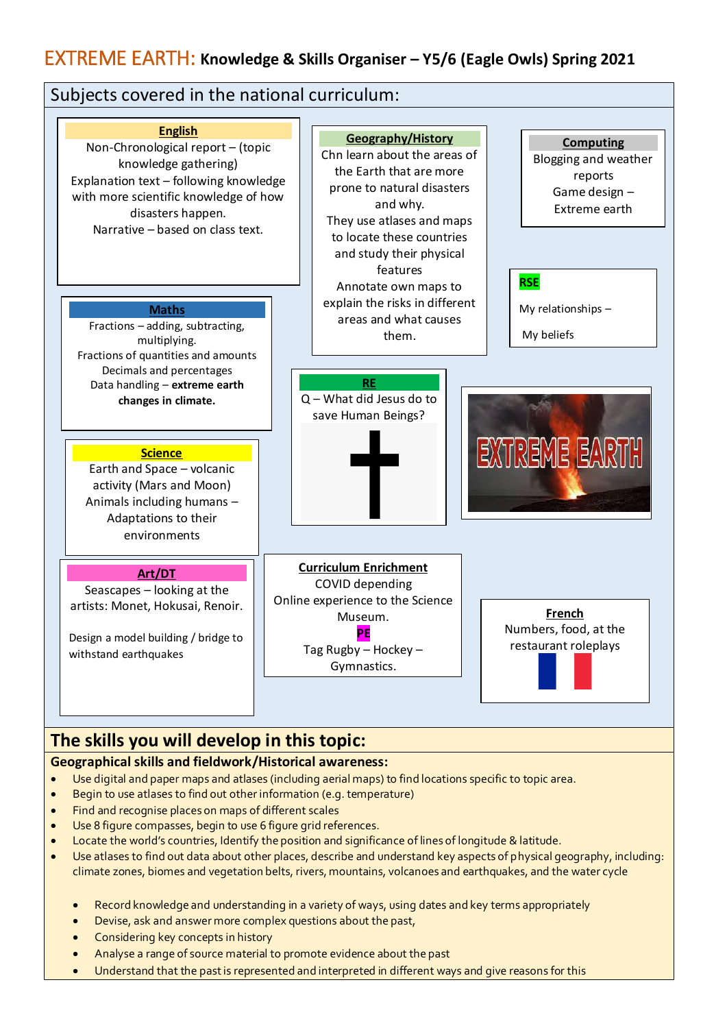# EXTREME EARTH: Knowledge & Skills Organiser – Y5/6 (Eagle Owls) Spring 2021

## Subjects covered in the national curriculum:

### English
Non-Chronological report – (topic knowledge gathering)
Explanation text – following knowledge with more scientific knowledge of how disasters happen.
Narrative – based on class text.

### Geography/History
Chn learn about the areas of the Earth that are more prone to natural disasters and why.
They use atlases and maps to locate these countries and study their physical features
Annotate own maps to explain the risks in different areas and what causes them.

### Computing
Blogging and weather reports
Game design – Extreme earth

### Maths
Fractions – adding, subtracting, multiplying.
Fractions of quantities and amounts
Decimals and percentages
Data handling – **extreme earth changes in climate.**

### RSE
My relationships –
My beliefs

### RE
Q – What did Jesus do to save Human Beings?

### Science
Earth and Space – volcanic activity (Mars and Moon)
Animals including humans – Adaptations to their environments

### Art/DT
Seascapes – looking at the artists: Monet, Hokusai, Renoir.

Design a model building / bridge to withstand earthquakes

### Curriculum Enrichment
COVID depending
Online experience to the Science Museum.

### PE
Tag Rugby – Hockey – Gymnastics.

### French
Numbers, food, at the restaurant roleplays

## The skills you will develop in this topic:

**Geographical skills and fieldwork/Historical awareness:**

- Use digital and paper maps and atlases (including aerial maps) to find locations specific to topic area.
- Begin to use atlases to find out other information (e.g. temperature)
- Find and recognise places on maps of different scales
- Use 8 figure compasses, begin to use 6 figure grid references.
- Locate the world's countries, Identify the position and significance of lines of longitude & latitude.
- Use atlases to find out data about other places, describe and understand key aspects of physical geography, including: climate zones, biomes and vegetation belts, rivers, mountains, volcanoes and earthquakes, and the water cycle

- Record knowledge and understanding in a variety of ways, using dates and key terms appropriately
- Devise, ask and answer more complex questions about the past,
- Considering key concepts in history
- Analyse a range of source material to promote evidence about the past
- Understand that the past is represented and interpreted in different ways and give reasons for this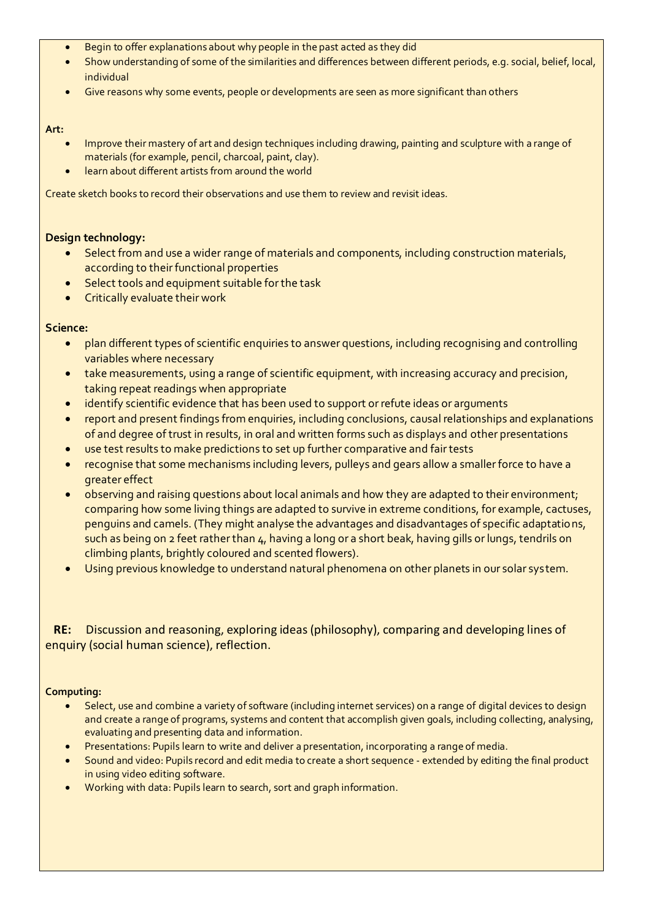- Begin to offer explanations about why people in the past acted as they did
- Show understanding of some of the similarities and differences between different periods, e.g. social, belief, local, individual
- Give reasons why some events, people or developments are seen as more significant than others

**Art:**

- Improve their mastery of art and design techniques including drawing, painting and sculpture with a range of materials (for example, pencil, charcoal, paint, clay).
- learn about different artists from around the world

Create sketch books to record their observations and use them to review and revisit ideas.

**Design technology:**

- Select from and use a wider range of materials and components, including construction materials, according to their functional properties
- Select tools and equipment suitable for the task
- Critically evaluate their work

**Science:**

- plan different types of scientific enquiries to answer questions, including recognising and controlling variables where necessary
- take measurements, using a range of scientific equipment, with increasing accuracy and precision, taking repeat readings when appropriate
- identify scientific evidence that has been used to support or refute ideas or arguments
- report and present findings from enquiries, including conclusions, causal relationships and explanations of and degree of trust in results, in oral and written forms such as displays and other presentations
- use test results to make predictions to set up further comparative and fair tests
- recognise that some mechanisms including levers, pulleys and gears allow a smaller force to have a greater effect
- observing and raising questions about local animals and how they are adapted to their environment; comparing how some living things are adapted to survive in extreme conditions, for example, cactuses, penguins and camels. (They might analyse the advantages and disadvantages of specific adaptations, such as being on 2 feet rather than 4, having a long or a short beak, having gills or lungs, tendrils on climbing plants, brightly coloured and scented flowers).
- Using previous knowledge to understand natural phenomena on other planets in our solar system.

**RE:** Discussion and reasoning, exploring ideas (philosophy), comparing and developing lines of enquiry (social human science), reflection.

**Computing:**

- Select, use and combine a variety of software (including internet services) on a range of digital devices to design and create a range of programs, systems and content that accomplish given goals, including collecting, analysing, evaluating and presenting data and information.
- Presentations: Pupils learn to write and deliver a presentation, incorporating a range of media.
- Sound and video: Pupils record and edit media to create a short sequence - extended by editing the final product in using video editing software.
- Working with data: Pupils learn to search, sort and graph information.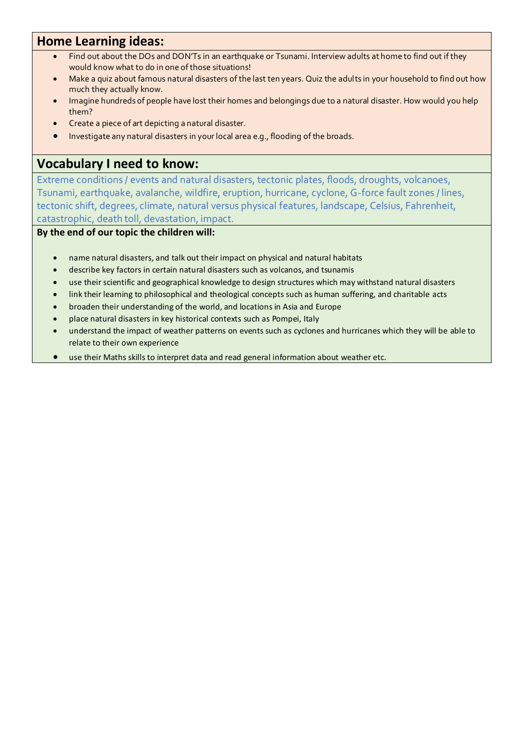## Home Learning ideas:

- Find out about the DOs and DON'Ts in an earthquake or Tsunami. Interview adults at home to find out if they would know what to do in one of those situations!
- Make a quiz about famous natural disasters of the last ten years. Quiz the adults in your household to find out how much they actually know.
- Imagine hundreds of people have lost their homes and belongings due to a natural disaster. How would you help them?
- Create a piece of art depicting a natural disaster.
- Investigate any natural disasters in your local area e.g., flooding of the broads.

## Vocabulary I need to know:

Extreme conditions / events and natural disasters, tectonic plates, floods, droughts, volcanoes, Tsunami, earthquake, avalanche, wildfire, eruption, hurricane, cyclone, G-force fault zones / lines, tectonic shift, degrees, climate, natural versus physical features, landscape, Celsius, Fahrenheit, catastrophic, death toll, devastation, impact.

**By the end of our topic the children will:**

- name natural disasters, and talk out their impact on physical and natural habitats
- describe key factors in certain natural disasters such as volcanos, and tsunamis
- use their scientific and geographical knowledge to design structures which may withstand natural disasters
- link their learning to philosophical and theological concepts such as human suffering, and charitable acts
- broaden their understanding of the world, and locations in Asia and Europe
- place natural disasters in key historical contexts such as Pompei, Italy
- understand the impact of weather patterns on events such as cyclones and hurricanes which they will be able to relate to their own experience
- use their Maths skills to interpret data and read general information about weather etc.